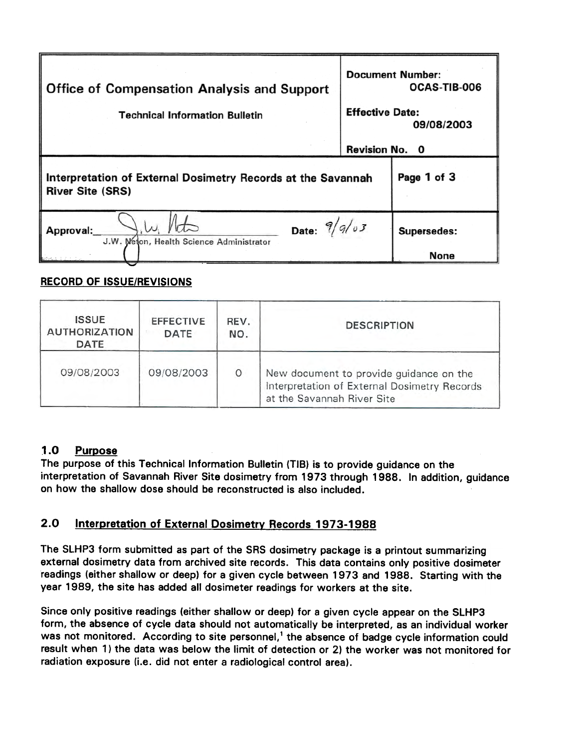| Office of Compensation Analysis and Support<br>Technical Information Bulletin | Document Number: OCAS-TIB-006<br>Effective Date: 09/08/2003<br>Revision No. 0 |
|---|---|
| Interpretation of External Dosimetry Records at the Savannah River Site (SRS) | Page 1 of 3 |
| Approval: J.W. Neton, Health Science Administrator    Date: 9/9/03 | Supersedes: None |

**RECORD OF ISSUE/REVISIONS**

| ISSUE AUTHORIZATION DATE | EFFECTIVE DATE | REV. NO. | DESCRIPTION |
|---|---|---|---|
| 09/08/2003 | 09/08/2003 | 0 | New document to provide guidance on the Interpretation of External Dosimetry Records at the Savannah River Site |

## 1.0 Purpose

The purpose of this Technical Information Bulletin (TIB) is to provide guidance on the interpretation of Savannah River Site dosimetry from 1973 through 1988. In addition, guidance on how the shallow dose should be reconstructed is also included.

## 2.0 Interpretation of External Dosimetry Records 1973-1988

The SLHP3 form submitted as part of the SRS dosimetry package is a printout summarizing external dosimetry data from archived site records. This data contains only positive dosimeter readings (either shallow or deep) for a given cycle between 1973 and 1988. Starting with the year 1989, the site has added all dosimeter readings for workers at the site.

Since only positive readings (either shallow or deep) for a given cycle appear on the SLHP3 form, the absence of cycle data should not automatically be interpreted, as an individual worker was not monitored. According to site personnel,[1] the absence of badge cycle information could result when 1) the data was below the limit of detection or 2) the worker was not monitored for radiation exposure (i.e. did not enter a radiological control area).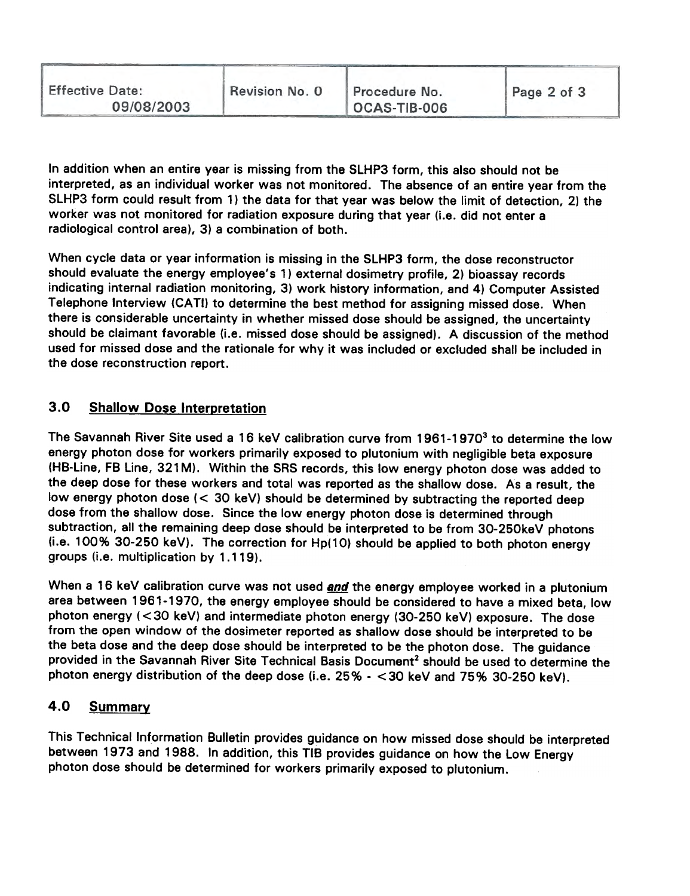In addition when an entire year is missing from the SLHP3 form, this also should not be interpreted, as an individual worker was not monitored. The absence of an entire year from the SLHP3 form could result from 1) the data for that year was below the limit of detection, 2) the worker was not monitored for radiation exposure during that year (i.e. did not enter a radiological control area), 3) a combination of both.

When cycle data or year information is missing in the SLHP3 form, the dose reconstructor should evaluate the energy employee's 1) external dosimetry profile, 2) bioassay records indicating internal radiation monitoring, 3) work history information, and 4) Computer Assisted Telephone Interview (CATI) to determine the best method for assigning missed dose. When there is considerable uncertainty in whether missed dose should be assigned, the uncertainty should be claimant favorable (i.e. missed dose should be assigned). A discussion of the method used for missed dose and the rationale for why it was included or excluded shall be included in the dose reconstruction report.

## 3.0 Shallow Dose Interpretation

The Savannah River Site used a 16 keV calibration curve from 1961-1970[3] to determine the low energy photon dose for workers primarily exposed to plutonium with negligible beta exposure (HB-Line, FB Line, 321M). Within the SRS records, this low energy photon dose was added to the deep dose for these workers and total was reported as the shallow dose. As a result, the low energy photon dose (< 30 keV) should be determined by subtracting the reported deep dose from the shallow dose. Since the low energy photon dose is determined through subtraction, all the remaining deep dose should be interpreted to be from 30-250keV photons (i.e. 100% 30-250 keV). The correction for Hp(10) should be applied to both photon energy groups (i.e. multiplication by 1.119).

When a 16 keV calibration curve was not used ***and*** the energy employee worked in a plutonium area between 1961-1970, the energy employee should be considered to have a mixed beta, low photon energy (<30 keV) and intermediate photon energy (30-250 keV) exposure. The dose from the open window of the dosimeter reported as shallow dose should be interpreted to be the beta dose and the deep dose should be interpreted to be the photon dose. The guidance provided in the Savannah River Site Technical Basis Document[2] should be used to determine the photon energy distribution of the deep dose (i.e. 25% - <30 keV and 75% 30-250 keV).

## 4.0 Summary

This Technical Information Bulletin provides guidance on how missed dose should be interpreted between 1973 and 1988. In addition, this TIB provides guidance on how the Low Energy photon dose should be determined for workers primarily exposed to plutonium.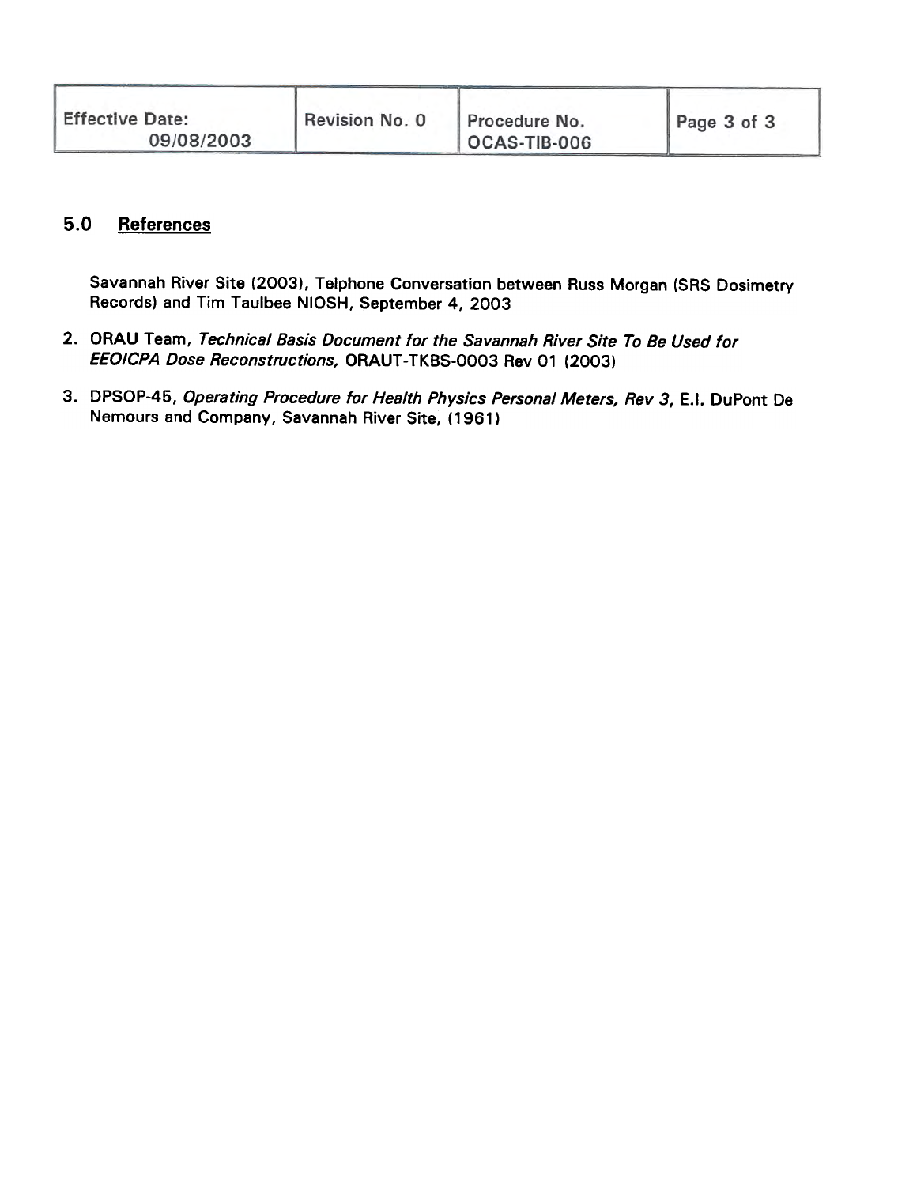## 5.0 References

Savannah River Site (2003), Telphone Conversation between Russ Morgan (SRS Dosimetry Records) and Tim Taulbee NIOSH, September 4, 2003

2. ORAU Team, *Technical Basis Document for the Savannah River Site To Be Used for EEOICPA Dose Reconstructions,* ORAUT-TKBS-0003 Rev 01 (2003)

3. DPSOP-45, *Operating Procedure for Health Physics Personal Meters, Rev 3*, E.I. DuPont De Nemours and Company, Savannah River Site, (1961)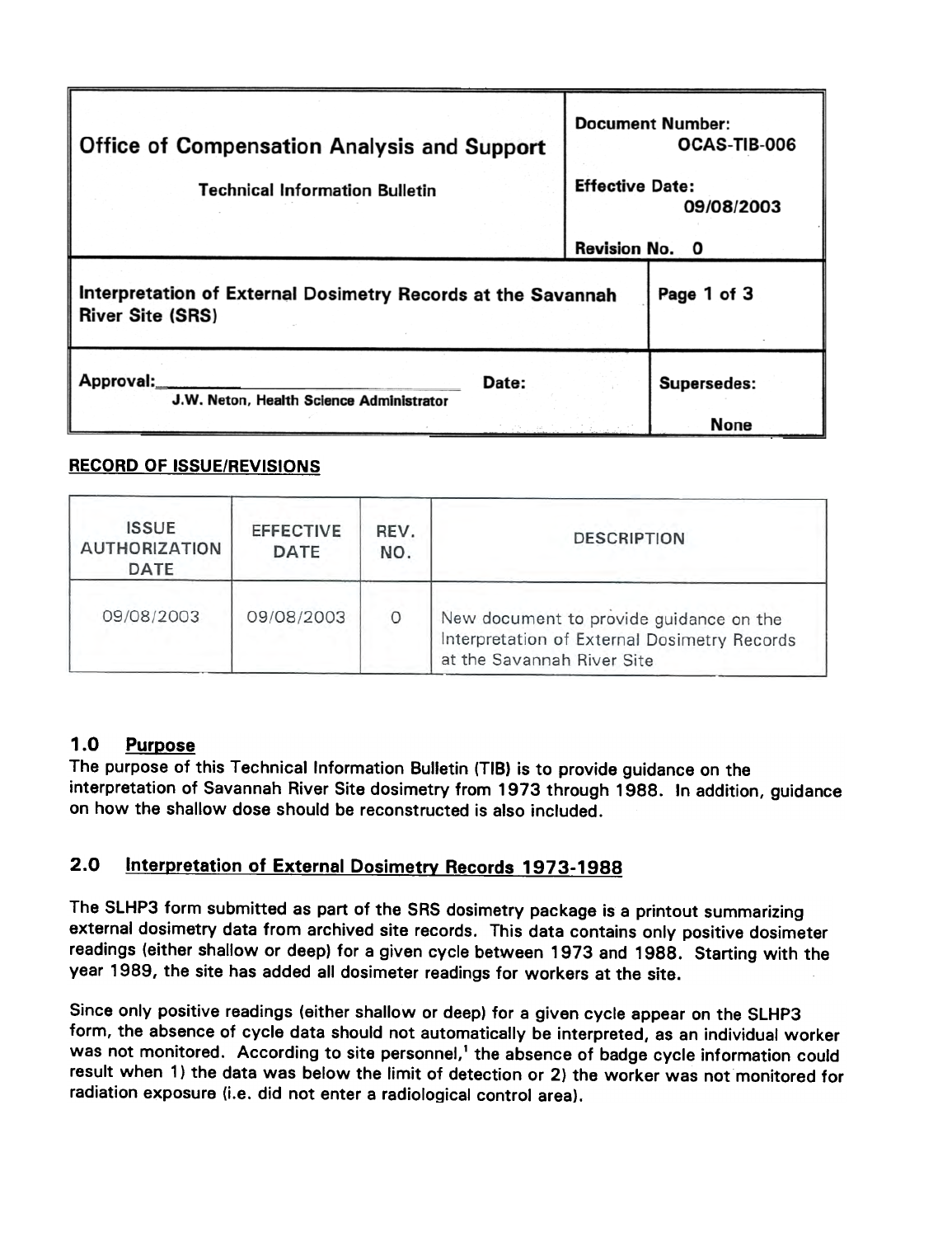| Office of Compensation Analysis and Support<br><br>Technical Information Bulletin | Document Number:<br>OCAS-TIB-006<br><br>Effective Date:<br>09/08/2003<br><br>Revision No. 0 | |
|---|---|---|
| Interpretation of External Dosimetry Records at the Savannah River Site (SRS) | | Page 1 of 3 |
| Approval:_______________ Date:<br>J.W. Neton, Health Science Administrator | | Supersedes:<br><br>None |

**RECORD OF ISSUE/REVISIONS**

| ISSUE AUTHORIZATION DATE | EFFECTIVE DATE | REV. NO. | DESCRIPTION |
|---|---|---|---|
| 09/08/2003 | 09/08/2003 | 0 | New document to provide guidance on the Interpretation of External Dosimetry Records at the Savannah River Site |

## 1.0 Purpose

The purpose of this Technical Information Bulletin (TIB) is to provide guidance on the interpretation of Savannah River Site dosimetry from 1973 through 1988. In addition, guidance on how the shallow dose should be reconstructed is also included.

## 2.0 Interpretation of External Dosimetry Records 1973-1988

The SLHP3 form submitted as part of the SRS dosimetry package is a printout summarizing external dosimetry data from archived site records. This data contains only positive dosimeter readings (either shallow or deep) for a given cycle between 1973 and 1988. Starting with the year 1989, the site has added all dosimeter readings for workers at the site.

Since only positive readings (either shallow or deep) for a given cycle appear on the SLHP3 form, the absence of cycle data should not automatically be interpreted, as an individual worker was not monitored. According to site personnel,[1] the absence of badge cycle information could result when 1) the data was below the limit of detection or 2) the worker was not monitored for radiation exposure (i.e. did not enter a radiological control area).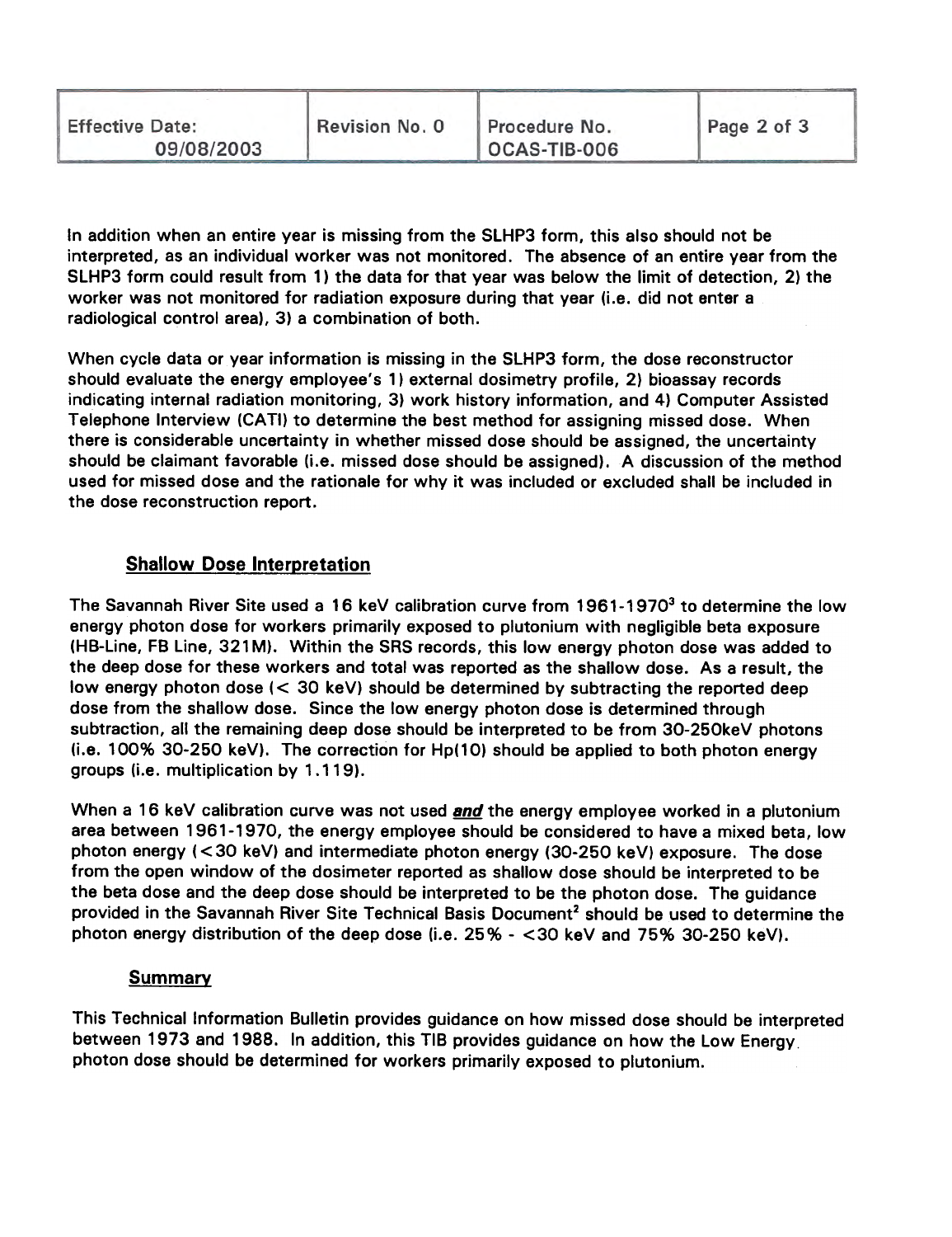In addition when an entire year is missing from the SLHP3 form, this also should not be interpreted, as an individual worker was not monitored. The absence of an entire year from the SLHP3 form could result from 1) the data for that year was below the limit of detection, 2) the worker was not monitored for radiation exposure during that year (i.e. did not enter a radiological control area), 3) a combination of both.

When cycle data or year information is missing in the SLHP3 form, the dose reconstructor should evaluate the energy employee's 1) external dosimetry profile, 2) bioassay records indicating internal radiation monitoring, 3) work history information, and 4) Computer Assisted Telephone Interview (CATI) to determine the best method for assigning missed dose. When there is considerable uncertainty in whether missed dose should be assigned, the uncertainty should be claimant favorable (i.e. missed dose should be assigned). A discussion of the method used for missed dose and the rationale for why it was included or excluded shall be included in the dose reconstruction report.

## Shallow Dose Interpretation

The Savannah River Site used a 16 keV calibration curve from 1961-1970[3] to determine the low energy photon dose for workers primarily exposed to plutonium with negligible beta exposure (HB-Line, FB Line, 321M). Within the SRS records, this low energy photon dose was added to the deep dose for these workers and total was reported as the shallow dose. As a result, the low energy photon dose (< 30 keV) should be determined by subtracting the reported deep dose from the shallow dose. Since the low energy photon dose is determined through subtraction, all the remaining deep dose should be interpreted to be from 30-250keV photons (i.e. 100% 30-250 keV). The correction for Hp(10) should be applied to both photon energy groups (i.e. multiplication by 1.119).

When a 16 keV calibration curve was not used ***and*** the energy employee worked in a plutonium area between 1961-1970, the energy employee should be considered to have a mixed beta, low photon energy (<30 keV) and intermediate photon energy (30-250 keV) exposure. The dose from the open window of the dosimeter reported as shallow dose should be interpreted to be the beta dose and the deep dose should be interpreted to be the photon dose. The guidance provided in the Savannah River Site Technical Basis Document[2] should be used to determine the photon energy distribution of the deep dose (i.e. 25% - <30 keV and 75% 30-250 keV).

## Summary

This Technical Information Bulletin provides guidance on how missed dose should be interpreted between 1973 and 1988. In addition, this TIB provides guidance on how the Low Energy photon dose should be determined for workers primarily exposed to plutonium.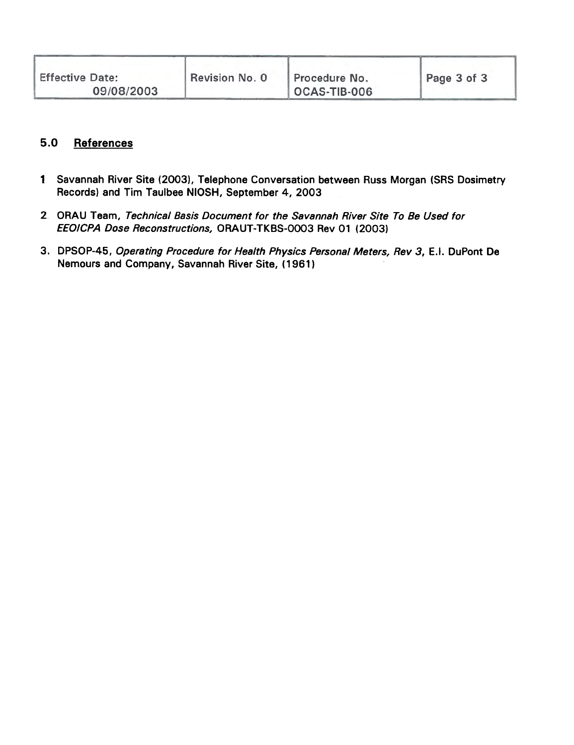## 5.0 References

1. Savannah River Site (2003), Telephone Conversation between Russ Morgan (SRS Dosimetry Records) and Tim Taulbee NIOSH, September 4, 2003
2. ORAU Team, *Technical Basis Document for the Savannah River Site To Be Used for EEOICPA Dose Reconstructions,* ORAUT-TKBS-0003 Rev 01 (2003)
3. DPSOP-45, *Operating Procedure for Health Physics Personal Meters, Rev 3*, E.I. DuPont De Nemours and Company, Savannah River Site, (1961)